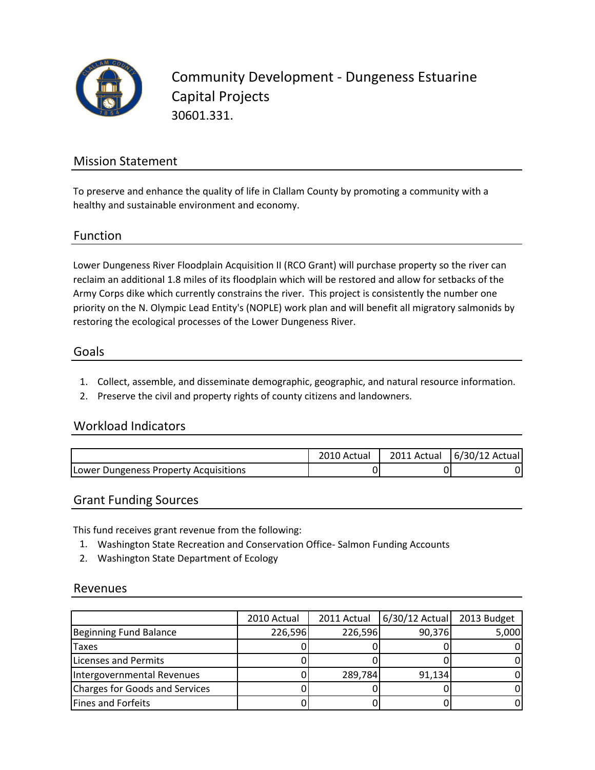# Community Development - Dungeness Estuarine Capital Projects

30601.331.

## Mission Statement

To preserve and enhance the quality of life in Clallam County by promoting a community with a healthy and sustainable environment and economy.

## Function

Lower Dungeness River Floodplain Acquisition II (RCO Grant) will purchase property so the river can reclaim an additional 1.8 miles of its floodplain which will be restored and allow for setbacks of the Army Corps dike which currently constrains the river. This project is consistently the number one priority on the N. Olympic Lead Entity's (NOPLE) work plan and will benefit all migratory salmonids by restoring the ecological processes of the Lower Dungeness River.

## Goals

1. Collect, assemble, and disseminate demographic, geographic, and natural resource information.
2. Preserve the civil and property rights of county citizens and landowners.

## Workload Indicators

| | 2010 Actual | 2011 Actual | 6/30/12 Actual |
|---|---|---|---|
| Lower Dungeness Property Acquisitions | 0 | 0 | 0 |

## Grant Funding Sources

This fund receives grant revenue from the following:

1. Washington State Recreation and Conservation Office- Salmon Funding Accounts
2. Washington State Department of Ecology

## Revenues

| | 2010 Actual | 2011 Actual | 6/30/12 Actual | 2013 Budget |
|---|---|---|---|---|
| Beginning Fund Balance | 226,596 | 226,596 | 90,376 | 5,000 |
| Taxes | 0 | 0 | 0 | 0 |
| Licenses and Permits | 0 | 0 | 0 | 0 |
| Intergovernmental Revenues | 0 | 289,784 | 91,134 | 0 |
| Charges for Goods and Services | 0 | 0 | 0 | 0 |
| Fines and Forfeits | 0 | 0 | 0 | 0 |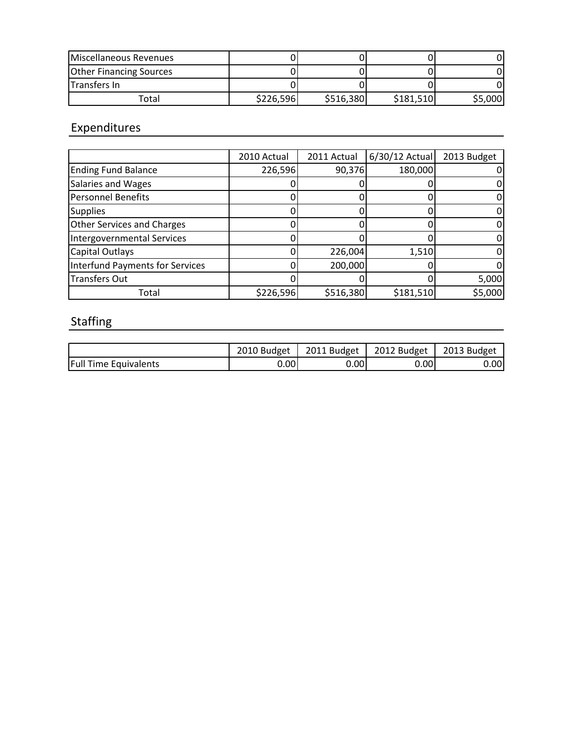| | | | | |
|---|---|---|---|---|
| Miscellaneous Revenues | 0 | 0 | 0 | 0 |
| Other Financing Sources | 0 | 0 | 0 | 0 |
| Transfers In | 0 | 0 | 0 | 0 |
| Total | $226,596 | $516,380 | $181,510 | $5,000 |

## Expenditures

| | 2010 Actual | 2011 Actual | 6/30/12 Actual | 2013 Budget |
|---|---|---|---|---|
| Ending Fund Balance | 226,596 | 90,376 | 180,000 | 0 |
| Salaries and Wages | 0 | 0 | 0 | 0 |
| Personnel Benefits | 0 | 0 | 0 | 0 |
| Supplies | 0 | 0 | 0 | 0 |
| Other Services and Charges | 0 | 0 | 0 | 0 |
| Intergovernmental Services | 0 | 0 | 0 | 0 |
| Capital Outlays | 0 | 226,004 | 1,510 | 0 |
| Interfund Payments for Services | 0 | 200,000 | 0 | 0 |
| Transfers Out | 0 | 0 | 0 | 5,000 |
| Total | $226,596 | $516,380 | $181,510 | $5,000 |

## Staffing

| | 2010 Budget | 2011 Budget | 2012 Budget | 2013 Budget |
|---|---|---|---|---|
| Full Time Equivalents | 0.00 | 0.00 | 0.00 | 0.00 |